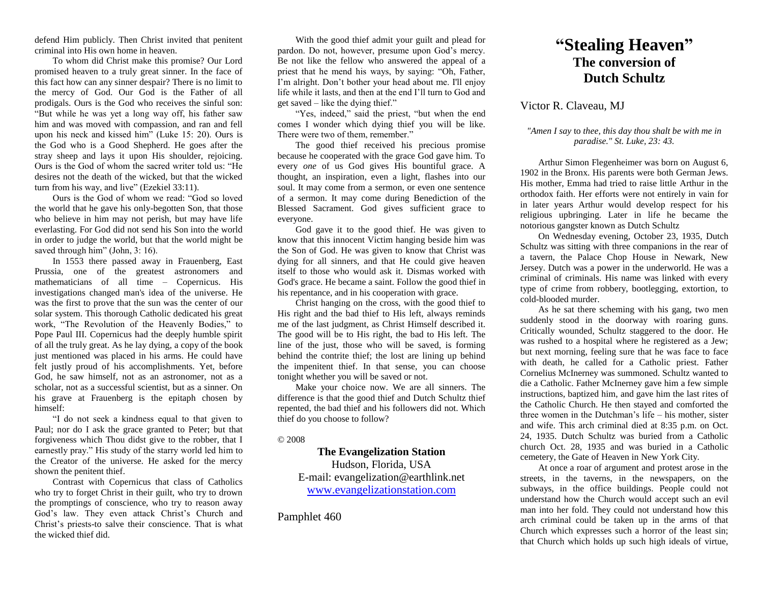# "Stealing Heaven"

## The conversion of Dutch Schultz

Victor R. Claveau, MJ

*"Amen I say to thee, this day thou shalt be with me in paradise." St. Luke, 23: 43.*

Arthur Simon Flegenheimer was born on August 6, 1902 in the Bronx. His parents were both German Jews. His mother, Emma had tried to raise little Arthur in the orthodox faith. Her efforts were not entirely in vain for in later years Arthur would develop respect for his religious upbringing. Later in life he became the notorious gangster known as Dutch Schultz

On Wednesday evening, October 23, 1935, Dutch Schultz was sitting with three companions in the rear of a tavern, the Palace Chop House in Newark, New Jersey. Dutch was a power in the underworld. He was a criminal of criminals. His name was linked with every type of crime from robbery, bootlegging, extortion, to cold-blooded murder.

As he sat there scheming with his gang, two men suddenly stood in the doorway with roaring guns. Critically wounded, Schultz staggered to the door. He was rushed to a hospital where he registered as a Jew; but next morning, feeling sure that he was face to face with death, he called for a Catholic priest. Father Cornelius McInerney was summoned. Schultz wanted to die a Catholic. Father McInerney gave him a few simple instructions, baptized him, and gave him the last rites of the Catholic Church. He then stayed and comforted the three women in the Dutchman's life – his mother, sister and wife. This arch criminal died at 8:35 p.m. on Oct. 24, 1935. Dutch Schultz was buried from a Catholic church Oct. 28, 1935 and was buried in a Catholic cemetery, the Gate of Heaven in New York City.

At once a roar of argument and protest arose in the streets, in the taverns, in the newspapers, on the subways, in the office buildings. People could not understand how the Church would accept such an evil man into her fold. They could not understand how this arch criminal could be taken up in the arms of that Church which expresses such a horror of the least sin; that Church which holds up such high ideals of virtue,

---

defend Him publicly. Then Christ invited that penitent criminal into His own home in heaven.

To whom did Christ make this promise? Our Lord promised heaven to a truly great sinner. In the face of this fact how can any sinner despair? There is no limit to the mercy of God. Our God is the Father of all prodigals. Ours is the God who receives the sinful son: "But while he was yet a long way off, his father saw him and was moved with compassion, and ran and fell upon his neck and kissed him" (Luke 15: 20). Ours is the God who is a Good Shepherd. He goes after the stray sheep and lays it upon His shoulder, rejoicing. Ours is the God of whom the sacred writer told us: "He desires not the death of the wicked, but that the wicked turn from his way, and live" (Ezekiel 33:11).

Ours is the God of whom we read: "God so loved the world that he gave his only-begotten Son, that those who believe in him may not perish, but may have life everlasting. For God did not send his Son into the world in order to judge the world, but that the world might be saved through him" (John, 3: 16).

In 1553 there passed away in Frauenberg, East Prussia, one of the greatest astronomers and mathematicians of all time – Copernicus. His investigations changed man's idea of the universe. He was the first to prove that the sun was the center of our solar system. This thorough Catholic dedicated his great work, "The Revolution of the Heavenly Bodies," to Pope Paul III. Copernicus had the deeply humble spirit of all the truly great. As he lay dying, a copy of the book just mentioned was placed in his arms. He could have felt justly proud of his accomplishments. Yet, before God, he saw himself, not as an astronomer, not as a scholar, not as a successful scientist, but as a sinner. On his grave at Frauenberg is the epitaph chosen by himself:

"I do not seek a kindness equal to that given to Paul; nor do I ask the grace granted to Peter; but that forgiveness which Thou didst give to the robber, that I earnestly pray." His study of the starry world led him to the Creator of the universe. He asked for the mercy shown the penitent thief.

Contrast with Copernicus that class of Catholics who try to forget Christ in their guilt, who try to drown the promptings of conscience, who try to reason away God's law. They even attack Christ's Church and Christ's priests-to salve their conscience. That is what the wicked thief did.

With the good thief admit your guilt and plead for pardon. Do not, however, presume upon God's mercy. Be not like the fellow who answered the appeal of a priest that he mend his ways, by saying: "Oh, Father, I'm alright. Don't bother your head about me. I'll enjoy life while it lasts, and then at the end I'll turn to God and get saved – like the dying thief."

"Yes, indeed," said the priest, "but when the end comes I wonder which dying thief you will be like. There were two of them, remember."

The good thief received his precious promise because he cooperated with the grace God gave him. To every *one* of us God gives His bountiful grace. A thought, an inspiration, even a light, flashes into our soul. It may come from a sermon, or even one sentence of a sermon. It may come during Benediction of the Blessed Sacrament. God gives sufficient grace to everyone.

God gave it to the good thief. He was given to know that this innocent Victim hanging beside him was the Son of God. He was given to know that Christ was dying for all sinners, and that He could give heaven itself to those who would ask it. Dismas worked with God's grace. He became a saint. Follow the good thief in his repentance, and in his cooperation with grace.

Christ hanging on the cross, with the good thief to His right and the bad thief to His left, always reminds me of the last judgment, as Christ Himself described it. The good will be to His right, the bad to His left. The line of the just, those who will be saved, is forming behind the contrite thief; the lost are lining up behind the impenitent thief. In that sense, you can choose tonight whether you will be saved or not.

Make your choice now. We are all sinners. The difference is that the good thief and Dutch Schultz thief repented, the bad thief and his followers did not. Which thief do you choose to follow?

© 2008

**The Evangelization Station**
Hudson, Florida, USA
E-mail: evangelization@earthlink.net
www.evangelizationstation.com

Pamphlet 460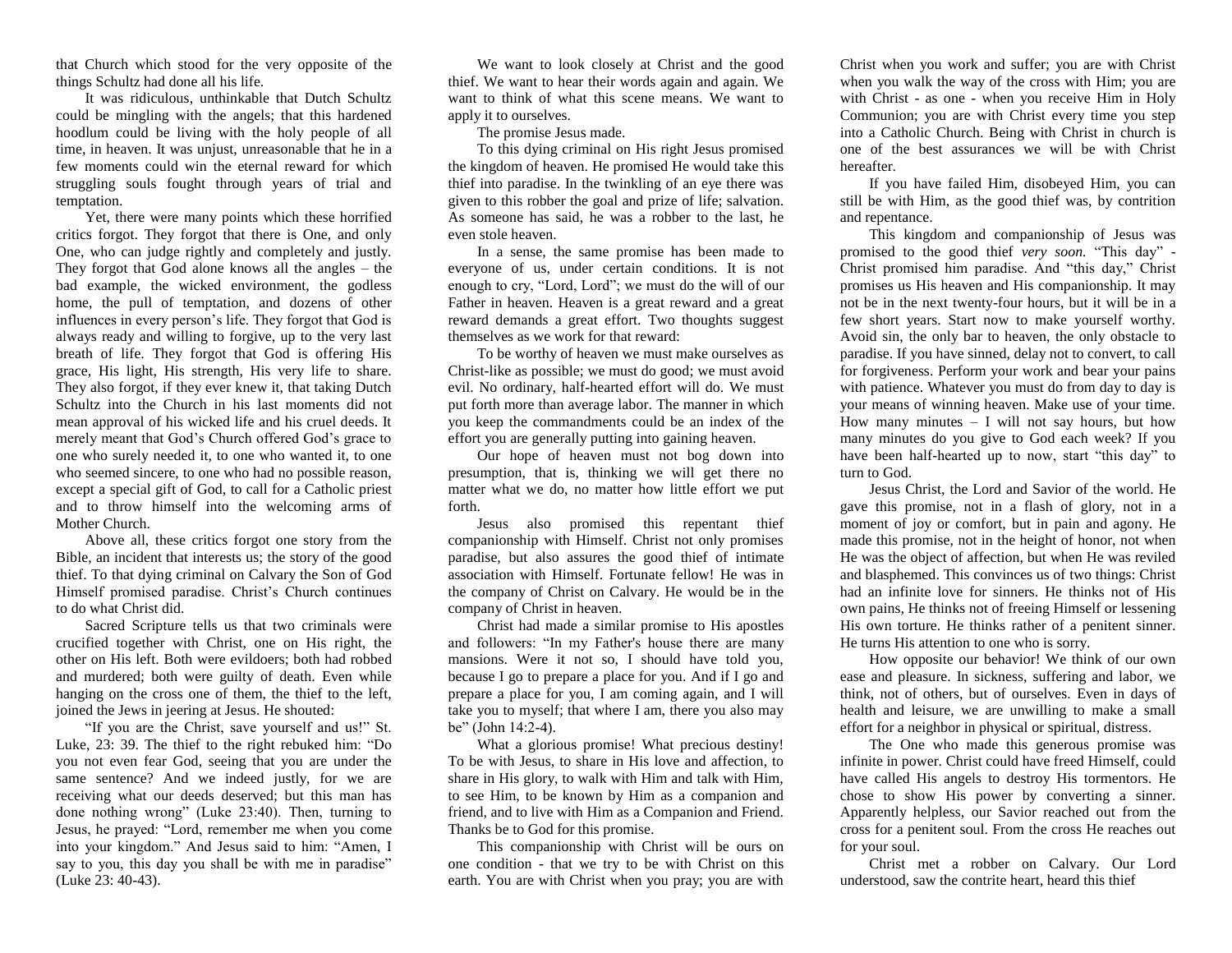that Church which stood for the very opposite of the things Schultz had done all his life.

It was ridiculous, unthinkable that Dutch Schultz could be mingling with the angels; that this hardened hoodlum could be living with the holy people of all time, in heaven. It was unjust, unreasonable that he in a few moments could win the eternal reward for which struggling souls fought through years of trial and temptation.

Yet, there were many points which these horrified critics forgot. They forgot that there is One, and only One, who can judge rightly and completely and justly. They forgot that God alone knows all the angles – the bad example, the wicked environment, the godless home, the pull of temptation, and dozens of other influences in every person's life. They forgot that God is always ready and willing to forgive, up to the very last breath of life. They forgot that God is offering His grace, His light, His strength, His very life to share. They also forgot, if they ever knew it, that taking Dutch Schultz into the Church in his last moments did not mean approval of his wicked life and his cruel deeds. It merely meant that God's Church offered God's grace to one who surely needed it, to one who wanted it, to one who seemed sincere, to one who had no possible reason, except a special gift of God, to call for a Catholic priest and to throw himself into the welcoming arms of Mother Church.

Above all, these critics forgot one story from the Bible, an incident that interests us; the story of the good thief. To that dying criminal on Calvary the Son of God Himself promised paradise. Christ's Church continues to do what Christ did.

Sacred Scripture tells us that two criminals were crucified together with Christ, one on His right, the other on His left. Both were evildoers; both had robbed and murdered; both were guilty of death. Even while hanging on the cross one of them, the thief to the left, joined the Jews in jeering at Jesus. He shouted:

"If you are the Christ, save yourself and us!" St. Luke, 23: 39. The thief to the right rebuked him: "Do you not even fear God, seeing that you are under the same sentence? And we indeed justly, for we are receiving what our deeds deserved; but this man has done nothing wrong" (Luke 23:40). Then, turning to Jesus, he prayed: "Lord, remember me when you come into your kingdom." And Jesus said to him: "Amen, I say to you, this day you shall be with me in paradise" (Luke 23: 40-43).

We want to look closely at Christ and the good thief. We want to hear their words again and again. We want to think of what this scene means. We want to apply it to ourselves.

The promise Jesus made.

To this dying criminal on His right Jesus promised the kingdom of heaven. He promised He would take this thief into paradise. In the twinkling of an eye there was given to this robber the goal and prize of life; salvation. As someone has said, he was a robber to the last, he even stole heaven.

In a sense, the same promise has been made to everyone of us, under certain conditions. It is not enough to cry, "Lord, Lord"; we must do the will of our Father in heaven. Heaven is a great reward and a great reward demands a great effort. Two thoughts suggest themselves as we work for that reward:

To be worthy of heaven we must make ourselves as Christ-like as possible; we must do good; we must avoid evil. No ordinary, half-hearted effort will do. We must put forth more than average labor. The manner in which you keep the commandments could be an index of the effort you are generally putting into gaining heaven.

Our hope of heaven must not bog down into presumption, that is, thinking we will get there no matter what we do, no matter how little effort we put forth.

Jesus also promised this repentant thief companionship with Himself. Christ not only promises paradise, but also assures the good thief of intimate association with Himself. Fortunate fellow! He was in the company of Christ on Calvary. He would be in the company of Christ in heaven.

Christ had made a similar promise to His apostles and followers: "In my Father's house there are many mansions. Were it not so, I should have told you, because I go to prepare a place for you. And if I go and prepare a place for you, I am coming again, and I will take you to myself; that where I am, there you also may be" (John 14:2-4).

What a glorious promise! What precious destiny! To be with Jesus, to share in His love and affection, to share in His glory, to walk with Him and talk with Him, to see Him, to be known by Him as a companion and friend, and to live with Him as a Companion and Friend. Thanks be to God for this promise.

This companionship with Christ will be ours on one condition - that we try to be with Christ on this earth. You are with Christ when you pray; you are with Christ when you work and suffer; you are with Christ when you walk the way of the cross with Him; you are with Christ - as one - when you receive Him in Holy Communion; you are with Christ every time you step into a Catholic Church. Being with Christ in church is one of the best assurances we will be with Christ hereafter.

If you have failed Him, disobeyed Him, you can still be with Him, as the good thief was, by contrition and repentance.

This kingdom and companionship of Jesus was promised to the good thief *very soon.* "This day" - Christ promised him paradise. And "this day," Christ promises us His heaven and His companionship. It may not be in the next twenty-four hours, but it will be in a few short years. Start now to make yourself worthy. Avoid sin, the only bar to heaven, the only obstacle to paradise. If you have sinned, delay not to convert, to call for forgiveness. Perform your work and bear your pains with patience. Whatever you must do from day to day is your means of winning heaven. Make use of your time. How many minutes – I will not say hours, but how many minutes do you give to God each week? If you have been half-hearted up to now, start "this day" to turn to God.

Jesus Christ, the Lord and Savior of the world. He gave this promise, not in a flash of glory, not in a moment of joy or comfort, but in pain and agony. He made this promise, not in the height of honor, not when He was the object of affection, but when He was reviled and blasphemed. This convinces us of two things: Christ had an infinite love for sinners. He thinks not of His own pains, He thinks not of freeing Himself or lessening His own torture. He thinks rather of a penitent sinner. He turns His attention to one who is sorry.

How opposite our behavior! We think of our own ease and pleasure. In sickness, suffering and labor, we think, not of others, but of ourselves. Even in days of health and leisure, we are unwilling to make a small effort for a neighbor in physical or spiritual, distress.

The One who made this generous promise was infinite in power. Christ could have freed Himself, could have called His angels to destroy His tormentors. He chose to show His power by converting a sinner. Apparently helpless, our Savior reached out from the cross for a penitent soul. From the cross He reaches out for your soul.

Christ met a robber on Calvary. Our Lord understood, saw the contrite heart, heard this thief